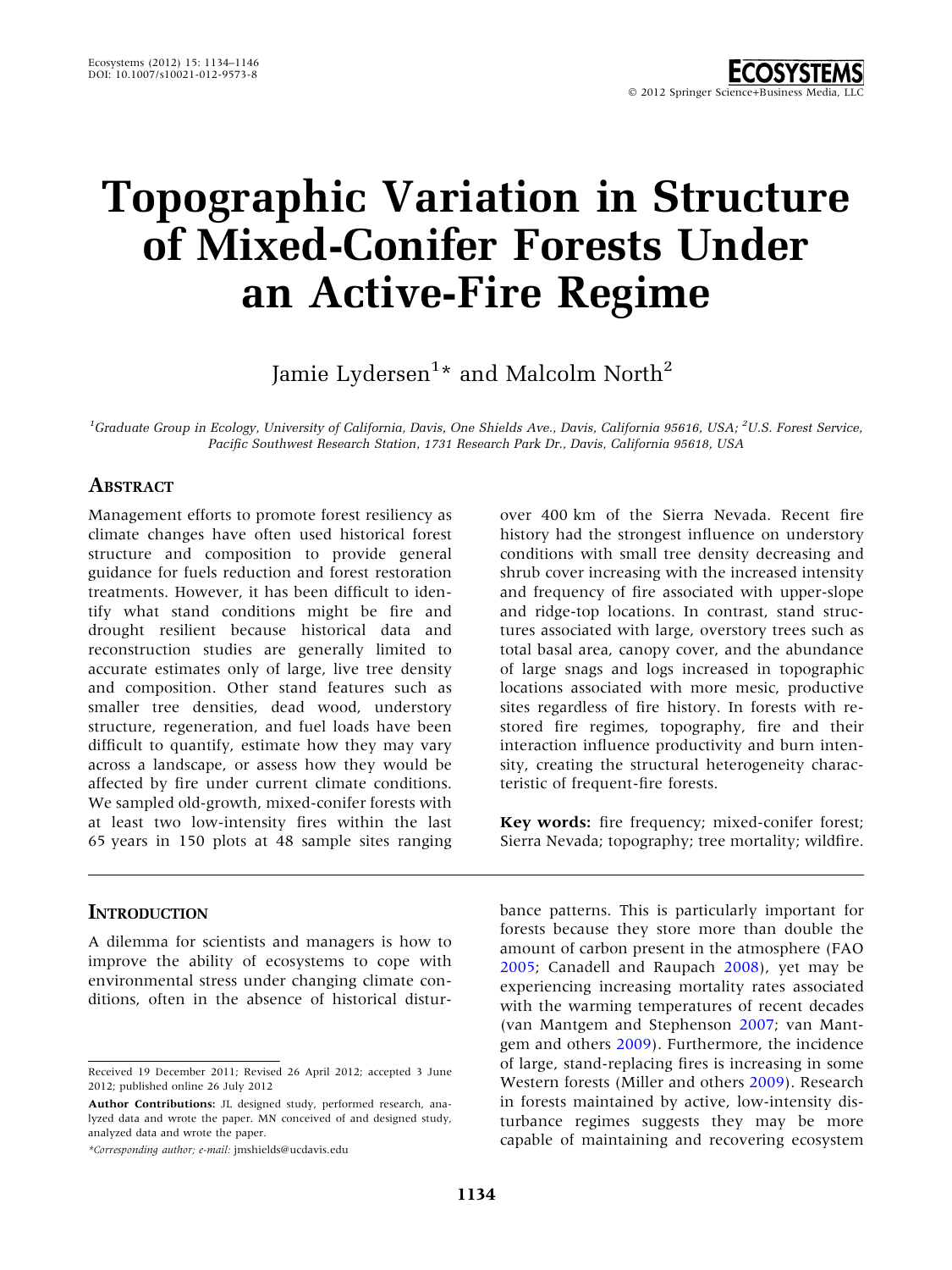# Topographic Variation in Structure of Mixed-Conifer Forests Under an Active-Fire Regime

Jamie Lydersen[1]* and Malcolm North[2]

[1]Graduate Group in Ecology, University of California, Davis, One Shields Ave., Davis, California 95616, USA; [2]U.S. Forest Service, Pacific Southwest Research Station, 1731 Research Park Dr., Davis, California 95618, USA

## Abstract

Management efforts to promote forest resiliency as climate changes have often used historical forest structure and composition to provide general guidance for fuels reduction and forest restoration treatments. However, it has been difficult to identify what stand conditions might be fire and drought resilient because historical data and reconstruction studies are generally limited to accurate estimates only of large, live tree density and composition. Other stand features such as smaller tree densities, dead wood, understory structure, regeneration, and fuel loads have been difficult to quantify, estimate how they may vary across a landscape, or assess how they would be affected by fire under current climate conditions. We sampled old-growth, mixed-conifer forests with at least two low-intensity fires within the last 65 years in 150 plots at 48 sample sites ranging over 400 km of the Sierra Nevada. Recent fire history had the strongest influence on understory conditions with small tree density decreasing and shrub cover increasing with the increased intensity and frequency of fire associated with upper-slope and ridge-top locations. In contrast, stand structures associated with large, overstory trees such as total basal area, canopy cover, and the abundance of large snags and logs increased in topographic locations associated with more mesic, productive sites regardless of fire history. In forests with restored fire regimes, topography, fire and their interaction influence productivity and burn intensity, creating the structural heterogeneity characteristic of frequent-fire forests.

**Key words:** fire frequency; mixed-conifer forest; Sierra Nevada; topography; tree mortality; wildfire.

## Introduction

A dilemma for scientists and managers is how to improve the ability of ecosystems to cope with environmental stress under changing climate conditions, often in the absence of historical disturbance patterns. This is particularly important for forests because they store more than double the amount of carbon present in the atmosphere (FAO 2005; Canadell and Raupach 2008), yet may be experiencing increasing mortality rates associated with the warming temperatures of recent decades (van Mantgem and Stephenson 2007; van Mantgem and others 2009). Furthermore, the incidence of large, stand-replacing fires is increasing in some Western forests (Miller and others 2009). Research in forests maintained by active, low-intensity disturbance regimes suggests they may be more capable of maintaining and recovering ecosystem

---

Received 19 December 2011; Revised 26 April 2012; accepted 3 June 2012; published online 26 July 2012

**Author Contributions:** JL designed study, performed research, analyzed data and wrote the paper. MN conceived of and designed study, analyzed data and wrote the paper.

*Corresponding author; e-mail: jmshields@ucdavis.edu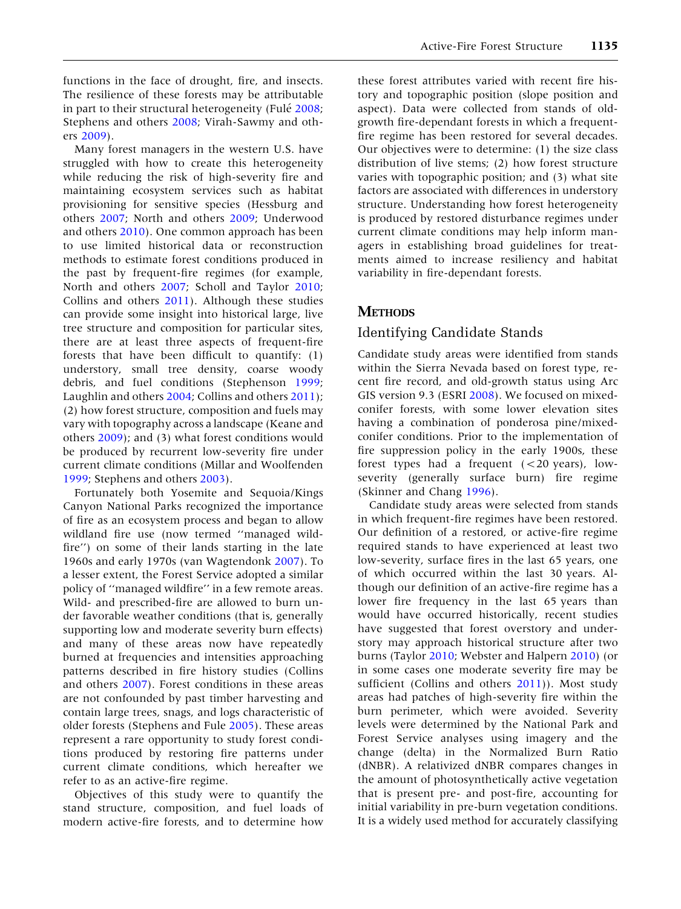functions in the face of drought, fire, and insects. The resilience of these forests may be attributable in part to their structural heterogeneity (Fulé 2008; Stephens and others 2008; Virah-Sawmy and others 2009).

Many forest managers in the western U.S. have struggled with how to create this heterogeneity while reducing the risk of high-severity fire and maintaining ecosystem services such as habitat provisioning for sensitive species (Hessburg and others 2007; North and others 2009; Underwood and others 2010). One common approach has been to use limited historical data or reconstruction methods to estimate forest conditions produced in the past by frequent-fire regimes (for example, North and others 2007; Scholl and Taylor 2010; Collins and others 2011). Although these studies can provide some insight into historical large, live tree structure and composition for particular sites, there are at least three aspects of frequent-fire forests that have been difficult to quantify: (1) understory, small tree density, coarse woody debris, and fuel conditions (Stephenson 1999; Laughlin and others 2004; Collins and others 2011); (2) how forest structure, composition and fuels may vary with topography across a landscape (Keane and others 2009); and (3) what forest conditions would be produced by recurrent low-severity fire under current climate conditions (Millar and Woolfenden 1999; Stephens and others 2003).

Fortunately both Yosemite and Sequoia/Kings Canyon National Parks recognized the importance of fire as an ecosystem process and began to allow wildland fire use (now termed ''managed wildfire'') on some of their lands starting in the late 1960s and early 1970s (van Wagtendonk 2007). To a lesser extent, the Forest Service adopted a similar policy of ''managed wildfire'' in a few remote areas. Wild- and prescribed-fire are allowed to burn under favorable weather conditions (that is, generally supporting low and moderate severity burn effects) and many of these areas now have repeatedly burned at frequencies and intensities approaching patterns described in fire history studies (Collins and others 2007). Forest conditions in these areas are not confounded by past timber harvesting and contain large trees, snags, and logs characteristic of older forests (Stephens and Fule 2005). These areas represent a rare opportunity to study forest conditions produced by restoring fire patterns under current climate conditions, which hereafter we refer to as an active-fire regime.

Objectives of this study were to quantify the stand structure, composition, and fuel loads of modern active-fire forests, and to determine how these forest attributes varied with recent fire history and topographic position (slope position and aspect). Data were collected from stands of old-growth fire-dependant forests in which a frequent-fire regime has been restored for several decades. Our objectives were to determine: (1) the size class distribution of live stems; (2) how forest structure varies with topographic position; and (3) what site factors are associated with differences in understory structure. Understanding how forest heterogeneity is produced by restored disturbance regimes under current climate conditions may help inform managers in establishing broad guidelines for treatments aimed to increase resiliency and habitat variability in fire-dependant forests.

## Methods

### Identifying Candidate Stands

Candidate study areas were identified from stands within the Sierra Nevada based on forest type, recent fire record, and old-growth status using Arc GIS version 9.3 (ESRI 2008). We focused on mixed-conifer forests, with some lower elevation sites having a combination of ponderosa pine/mixed-conifer conditions. Prior to the implementation of fire suppression policy in the early 1900s, these forest types had a frequent (<20 years), low-severity (generally surface burn) fire regime (Skinner and Chang 1996).

Candidate study areas were selected from stands in which frequent-fire regimes have been restored. Our definition of a restored, or active-fire regime required stands to have experienced at least two low-severity, surface fires in the last 65 years, one of which occurred within the last 30 years. Although our definition of an active-fire regime has a lower fire frequency in the last 65 years than would have occurred historically, recent studies have suggested that forest overstory and understory may approach historical structure after two burns (Taylor 2010; Webster and Halpern 2010) (or in some cases one moderate severity fire may be sufficient (Collins and others 2011)). Most study areas had patches of high-severity fire within the burn perimeter, which were avoided. Severity levels were determined by the National Park and Forest Service analyses using imagery and the change (delta) in the Normalized Burn Ratio (dNBR). A relativized dNBR compares changes in the amount of photosynthetically active vegetation that is present pre- and post-fire, accounting for initial variability in pre-burn vegetation conditions. It is a widely used method for accurately classifying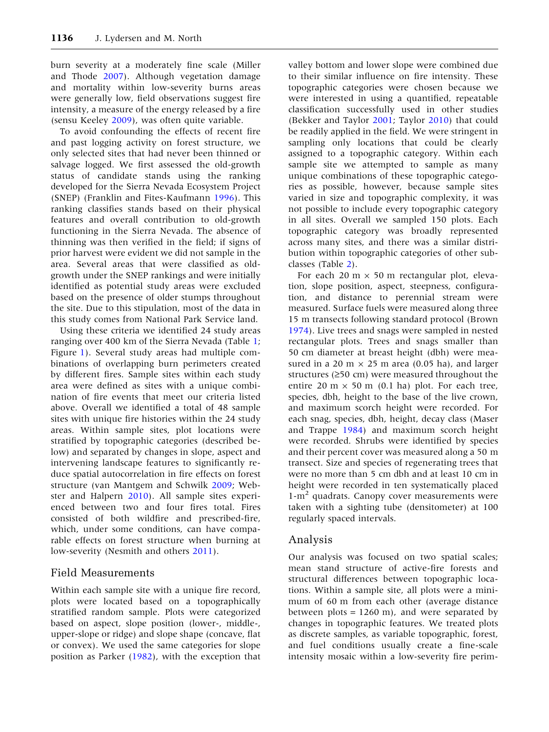burn severity at a moderately fine scale (Miller and Thode 2007). Although vegetation damage and mortality within low-severity burns areas were generally low, field observations suggest fire intensity, a measure of the energy released by a fire (sensu Keeley 2009), was often quite variable.

To avoid confounding the effects of recent fire and past logging activity on forest structure, we only selected sites that had never been thinned or salvage logged. We first assessed the old-growth status of candidate stands using the ranking developed for the Sierra Nevada Ecosystem Project (SNEP) (Franklin and Fites-Kaufmann 1996). This ranking classifies stands based on their physical features and overall contribution to old-growth functioning in the Sierra Nevada. The absence of thinning was then verified in the field; if signs of prior harvest were evident we did not sample in the area. Several areas that were classified as old-growth under the SNEP rankings and were initially identified as potential study areas were excluded based on the presence of older stumps throughout the site. Due to this stipulation, most of the data in this study comes from National Park Service land.

Using these criteria we identified 24 study areas ranging over 400 km of the Sierra Nevada (Table 1; Figure 1). Several study areas had multiple combinations of overlapping burn perimeters created by different fires. Sample sites within each study area were defined as sites with a unique combination of fire events that meet our criteria listed above. Overall we identified a total of 48 sample sites with unique fire histories within the 24 study areas. Within sample sites, plot locations were stratified by topographic categories (described below) and separated by changes in slope, aspect and intervening landscape features to significantly reduce spatial autocorrelation in fire effects on forest structure (van Mantgem and Schwilk 2009; Webster and Halpern 2010). All sample sites experienced between two and four fires total. Fires consisted of both wildfire and prescribed-fire, which, under some conditions, can have comparable effects on forest structure when burning at low-severity (Nesmith and others 2011).

## Field Measurements

Within each sample site with a unique fire record, plots were located based on a topographically stratified random sample. Plots were categorized based on aspect, slope position (lower-, middle-, upper-slope or ridge) and slope shape (concave, flat or convex). We used the same categories for slope position as Parker (1982), with the exception that valley bottom and lower slope were combined due to their similar influence on fire intensity. These topographic categories were chosen because we were interested in using a quantified, repeatable classification successfully used in other studies (Bekker and Taylor 2001; Taylor 2010) that could be readily applied in the field. We were stringent in sampling only locations that could be clearly assigned to a topographic category. Within each sample site we attempted to sample as many unique combinations of these topographic categories as possible, however, because sample sites varied in size and topographic complexity, it was not possible to include every topographic category in all sites. Overall we sampled 150 plots. Each topographic category was broadly represented across many sites, and there was a similar distribution within topographic categories of other subclasses (Table 2).

For each 20 m × 50 m rectangular plot, elevation, slope position, aspect, steepness, configuration, and distance to perennial stream were measured. Surface fuels were measured along three 15 m transects following standard protocol (Brown 1974). Live trees and snags were sampled in nested rectangular plots. Trees and snags smaller than 50 cm diameter at breast height (dbh) were measured in a 20 m × 25 m area (0.05 ha), and larger structures (≥50 cm) were measured throughout the entire 20 m × 50 m (0.1 ha) plot. For each tree, species, dbh, height to the base of the live crown, and maximum scorch height were recorded. For each snag, species, dbh, height, decay class (Maser and Trappe 1984) and maximum scorch height were recorded. Shrubs were identified by species and their percent cover was measured along a 50 m transect. Size and species of regenerating trees that were no more than 5 cm dbh and at least 10 cm in height were recorded in ten systematically placed 1-$m^2$ quadrats. Canopy cover measurements were taken with a sighting tube (densitometer) at 100 regularly spaced intervals.

## Analysis

Our analysis was focused on two spatial scales; mean stand structure of active-fire forests and structural differences between topographic locations. Within a sample site, all plots were a minimum of 60 m from each other (average distance between plots = 1260 m), and were separated by changes in topographic features. We treated plots as discrete samples, as variable topographic, forest, and fuel conditions usually create a fine-scale intensity mosaic within a low-severity fire perim-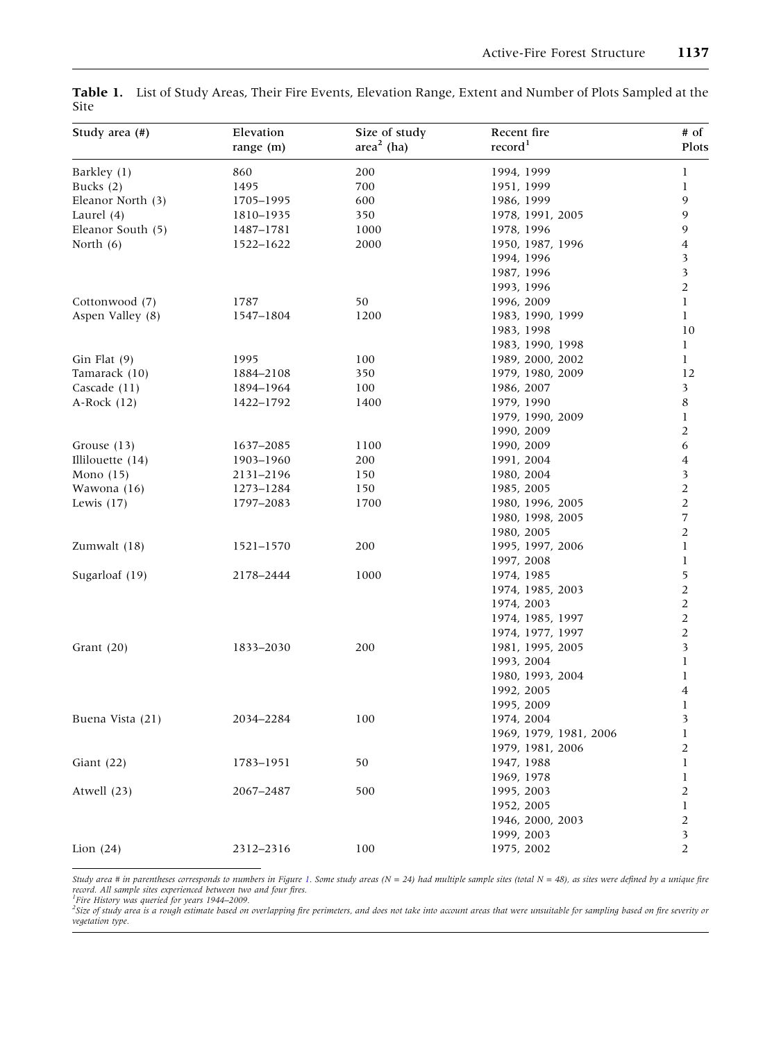**Table 1.** List of Study Areas, Their Fire Events, Elevation Range, Extent and Number of Plots Sampled at the Site

| Study area (#) | Elevation range (m) | Size of study area[2] (ha) | Recent fire record[1] | # of Plots |
|---|---|---|---|---|
| Barkley (1) | 860 | 200 | 1994, 1999 | 1 |
| Bucks (2) | 1495 | 700 | 1951, 1999 | 1 |
| Eleanor North (3) | 1705–1995 | 600 | 1986, 1999 | 9 |
| Laurel (4) | 1810–1935 | 350 | 1978, 1991, 2005 | 9 |
| Eleanor South (5) | 1487–1781 | 1000 | 1978, 1996 | 9 |
| North (6) | 1522–1622 | 2000 | 1950, 1987, 1996 | 4 |
| | | | 1994, 1996 | 3 |
| | | | 1987, 1996 | 3 |
| | | | 1993, 1996 | 2 |
| Cottonwood (7) | 1787 | 50 | 1996, 2009 | 1 |
| Aspen Valley (8) | 1547–1804 | 1200 | 1983, 1990, 1999 | 1 |
| | | | 1983, 1998 | 10 |
| | | | 1983, 1990, 1998 | 1 |
| Gin Flat (9) | 1995 | 100 | 1989, 2000, 2002 | 1 |
| Tamarack (10) | 1884–2108 | 350 | 1979, 1980, 2009 | 12 |
| Cascade (11) | 1894–1964 | 100 | 1986, 2007 | 3 |
| A-Rock (12) | 1422–1792 | 1400 | 1979, 1990 | 8 |
| | | | 1979, 1990, 2009 | 1 |
| | | | 1990, 2009 | 2 |
| Grouse (13) | 1637–2085 | 1100 | 1990, 2009 | 6 |
| Illilouette (14) | 1903–1960 | 200 | 1991, 2004 | 4 |
| Mono (15) | 2131–2196 | 150 | 1980, 2004 | 3 |
| Wawona (16) | 1273–1284 | 150 | 1985, 2005 | 2 |
| Lewis (17) | 1797–2083 | 1700 | 1980, 1996, 2005 | 2 |
| | | | 1980, 1998, 2005 | 7 |
| | | | 1980, 2005 | 2 |
| Zumwalt (18) | 1521–1570 | 200 | 1995, 1997, 2006 | 1 |
| | | | 1997, 2008 | 1 |
| Sugarloaf (19) | 2178–2444 | 1000 | 1974, 1985 | 5 |
| | | | 1974, 1985, 2003 | 2 |
| | | | 1974, 2003 | 2 |
| | | | 1974, 1985, 1997 | 2 |
| | | | 1974, 1977, 1997 | 2 |
| Grant (20) | 1833–2030 | 200 | 1981, 1995, 2005 | 3 |
| | | | 1993, 2004 | 1 |
| | | | 1980, 1993, 2004 | 1 |
| | | | 1992, 2005 | 4 |
| | | | 1995, 2009 | 1 |
| Buena Vista (21) | 2034–2284 | 100 | 1974, 2004 | 3 |
| | | | 1969, 1979, 1981, 2006 | 1 |
| | | | 1979, 1981, 2006 | 2 |
| Giant (22) | 1783–1951 | 50 | 1947, 1988 | 1 |
| | | | 1969, 1978 | 1 |
| Atwell (23) | 2067–2487 | 500 | 1995, 2003 | 2 |
| | | | 1952, 2005 | 1 |
| | | | 1946, 2000, 2003 | 2 |
| | | | 1999, 2003 | 3 |
| Lion (24) | 2312–2316 | 100 | 1975, 2002 | 2 |

*Study area # in parentheses corresponds to numbers in Figure 1. Some study areas (N = 24) had multiple sample sites (total N = 48), as sites were defined by a unique fire record. All sample sites experienced between two and four fires.*

*[1]Fire History was queried for years 1944–2009.*

*[2]Size of study area is a rough estimate based on overlapping fire perimeters, and does not take into account areas that were unsuitable for sampling based on fire severity or vegetation type.*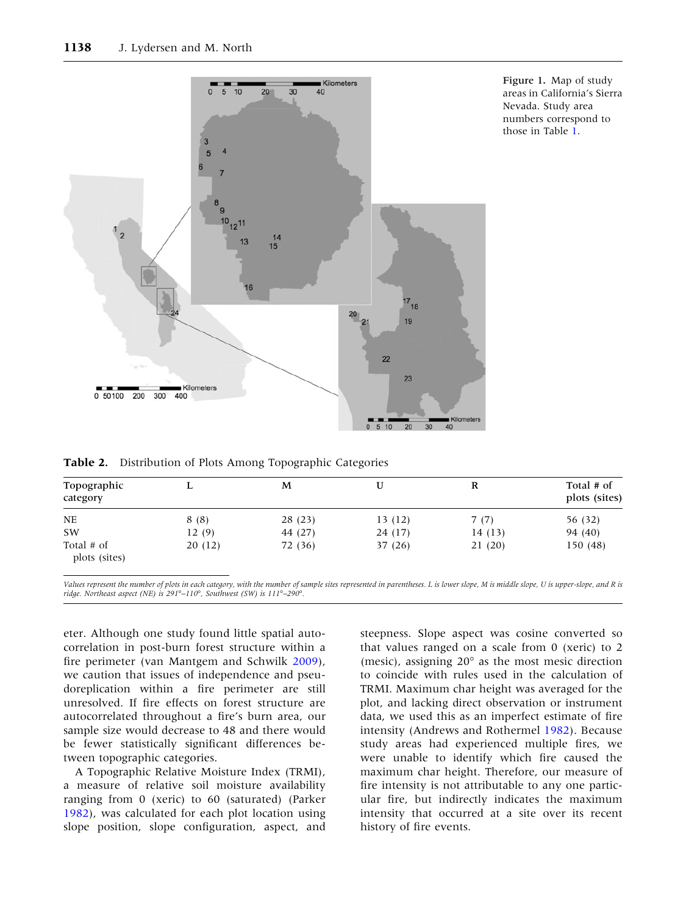Kilometers
0 5 10 20 30 40

3
5 4
6
7
8
9
10 12 11
13
14
15
16

1
2

24

17
18
20
21
19
22
23

Kilometers
0 50100 200 300 400

Kilometers
0 5 10 20 30 40

Figure 1. Map of study areas in California's Sierra Nevada. Study area numbers correspond to those in Table 1.

Table 2. Distribution of Plots Among Topographic Categories

| Topographic category | L | M | U | R | Total # of plots (sites) |
|---|---|---|---|---|---|
| NE | 8 (8) | 28 (23) | 13 (12) | 7 (7) | 56 (32) |
| SW | 12 (9) | 44 (27) | 24 (17) | 14 (13) | 94 (40) |
| Total # of plots (sites) | 20 (12) | 72 (36) | 37 (26) | 21 (20) | 150 (48) |

*Values represent the number of plots in each category, with the number of sample sites represented in parentheses. L is lower slope, M is middle slope, U is upper-slope, and R is ridge. Northeast aspect (NE) is 291°–110°, Southwest (SW) is 111°–290°.*

eter. Although one study found little spatial autocorrelation in post-burn forest structure within a fire perimeter (van Mantgem and Schwilk 2009), we caution that issues of independence and pseudoreplication within a fire perimeter are still unresolved. If fire effects on forest structure are autocorrelated throughout a fire's burn area, our sample size would decrease to 48 and there would be fewer statistically significant differences between topographic categories.

A Topographic Relative Moisture Index (TRMI), a measure of relative soil moisture availability ranging from 0 (xeric) to 60 (saturated) (Parker 1982), was calculated for each plot location using slope position, slope configuration, aspect, and steepness. Slope aspect was cosine converted so that values ranged on a scale from 0 (xeric) to 2 (mesic), assigning 20° as the most mesic direction to coincide with rules used in the calculation of TRMI. Maximum char height was averaged for the plot, and lacking direct observation or instrument data, we used this as an imperfect estimate of fire intensity (Andrews and Rothermel 1982). Because study areas had experienced multiple fires, we were unable to identify which fire caused the maximum char height. Therefore, our measure of fire intensity is not attributable to any one particular fire, but indirectly indicates the maximum intensity that occurred at a site over its recent history of fire events.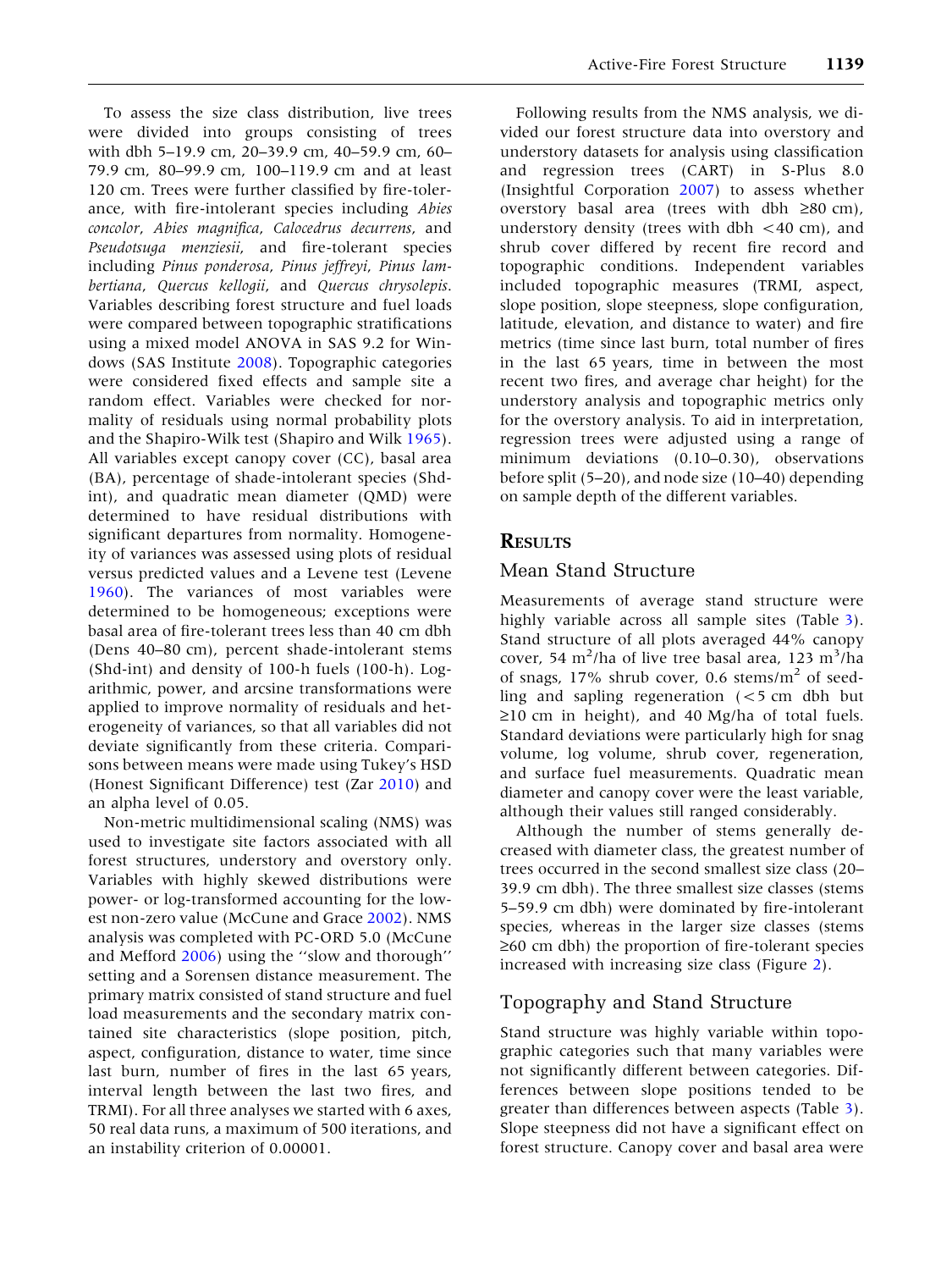To assess the size class distribution, live trees were divided into groups consisting of trees with dbh 5–19.9 cm, 20–39.9 cm, 40–59.9 cm, 60–79.9 cm, 80–99.9 cm, 100–119.9 cm and at least 120 cm. Trees were further classified by fire-tolerance, with fire-intolerant species including *Abies concolor*, *Abies magnifica*, *Calocedrus decurrens*, and *Pseudotsuga menziesii*, and fire-tolerant species including *Pinus ponderosa*, *Pinus jeffreyi*, *Pinus lambertiana*, *Quercus kellogii*, and *Quercus chrysolepis*. Variables describing forest structure and fuel loads were compared between topographic stratifications using a mixed model ANOVA in SAS 9.2 for Windows (SAS Institute 2008). Topographic categories were considered fixed effects and sample site a random effect. Variables were checked for normality of residuals using normal probability plots and the Shapiro-Wilk test (Shapiro and Wilk 1965). All variables except canopy cover (CC), basal area (BA), percentage of shade-intolerant species (Shd-int), and quadratic mean diameter (QMD) were determined to have residual distributions with significant departures from normality. Homogeneity of variances was assessed using plots of residual versus predicted values and a Levene test (Levene 1960). The variances of most variables were determined to be homogeneous; exceptions were basal area of fire-tolerant trees less than 40 cm dbh (Dens 40–80 cm), percent shade-intolerant stems (Shd-int) and density of 100-h fuels (100-h). Logarithmic, power, and arcsine transformations were applied to improve normality of residuals and heterogeneity of variances, so that all variables did not deviate significantly from these criteria. Comparisons between means were made using Tukey's HSD (Honest Significant Difference) test (Zar 2010) and an alpha level of 0.05.

Non-metric multidimensional scaling (NMS) was used to investigate site factors associated with all forest structures, understory and overstory only. Variables with highly skewed distributions were power- or log-transformed accounting for the lowest non-zero value (McCune and Grace 2002). NMS analysis was completed with PC-ORD 5.0 (McCune and Mefford 2006) using the ''slow and thorough'' setting and a Sorensen distance measurement. The primary matrix consisted of stand structure and fuel load measurements and the secondary matrix contained site characteristics (slope position, pitch, aspect, configuration, distance to water, time since last burn, number of fires in the last 65 years, interval length between the last two fires, and TRMI). For all three analyses we started with 6 axes, 50 real data runs, a maximum of 500 iterations, and an instability criterion of 0.00001.

Following results from the NMS analysis, we divided our forest structure data into overstory and understory datasets for analysis using classification and regression trees (CART) in S-Plus 8.0 (Insightful Corporation 2007) to assess whether overstory basal area (trees with dbh ≥80 cm), understory density (trees with dbh <40 cm), and shrub cover differed by recent fire record and topographic conditions. Independent variables included topographic measures (TRMI, aspect, slope position, slope steepness, slope configuration, latitude, elevation, and distance to water) and fire metrics (time since last burn, total number of fires in the last 65 years, time in between the most recent two fires, and average char height) for the understory analysis and topographic metrics only for the overstory analysis. To aid in interpretation, regression trees were adjusted using a range of minimum deviations (0.10–0.30), observations before split (5–20), and node size (10–40) depending on sample depth of the different variables.

## RESULTS

### Mean Stand Structure

Measurements of average stand structure were highly variable across all sample sites (Table 3). Stand structure of all plots averaged 44% canopy cover, 54 $m^2$/ha of live tree basal area, 123 $m^3$/ha of snags, 17% shrub cover, 0.6 stems/$m^2$ of seedling and sapling regeneration (<5 cm dbh but ≥10 cm in height), and 40 Mg/ha of total fuels. Standard deviations were particularly high for snag volume, log volume, shrub cover, regeneration, and surface fuel measurements. Quadratic mean diameter and canopy cover were the least variable, although their values still ranged considerably.

Although the number of stems generally decreased with diameter class, the greatest number of trees occurred in the second smallest size class (20–39.9 cm dbh). The three smallest size classes (stems 5–59.9 cm dbh) were dominated by fire-intolerant species, whereas in the larger size classes (stems ≥60 cm dbh) the proportion of fire-tolerant species increased with increasing size class (Figure 2).

### Topography and Stand Structure

Stand structure was highly variable within topographic categories such that many variables were not significantly different between categories. Differences between slope positions tended to be greater than differences between aspects (Table 3). Slope steepness did not have a significant effect on forest structure. Canopy cover and basal area were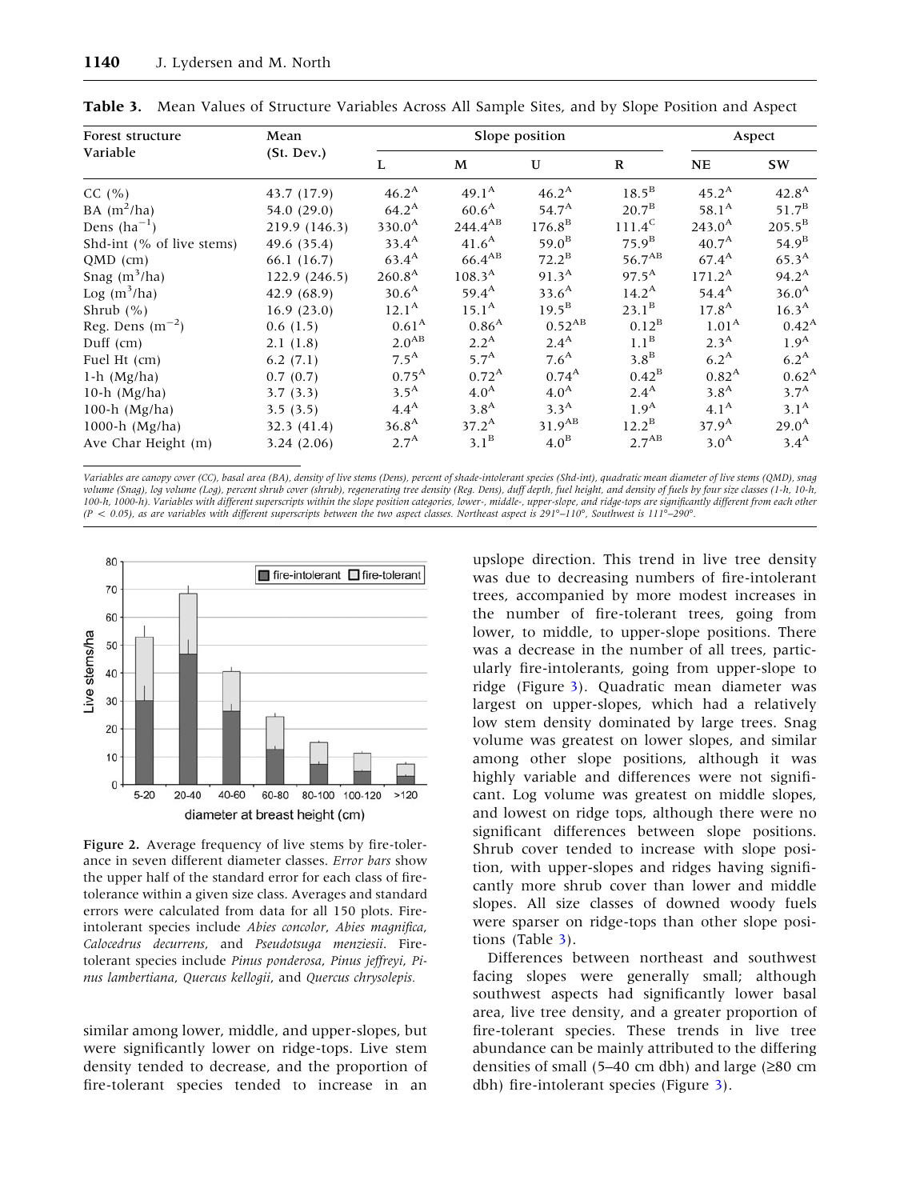**Table 3.** Mean Values of Structure Variables Across All Sample Sites, and by Slope Position and Aspect

| Forest structure Variable | Mean (St. Dev.) | Slope position | | | | Aspect | |
|---|---|---|---|---|---|---|---|
| | | L | M | U | R | NE | SW |
| CC (%) | 43.7 (17.9) | $46.2^{A}$ | $49.1^{A}$ | $46.2^{A}$ | $18.5^{B}$ | $45.2^{A}$ | $42.8^{A}$ |
| BA ($m^2$/ha) | 54.0 (29.0) | $64.2^{A}$ | $60.6^{A}$ | $54.7^{A}$ | $20.7^{B}$ | $58.1^{A}$ | $51.7^{B}$ |
| Dens ($ha^{-1}$) | 219.9 (146.3) | $330.0^{A}$ | $244.4^{AB}$ | $176.8^{B}$ | $111.4^{C}$ | $243.0^{A}$ | $205.5^{B}$ |
| Shd-int (% of live stems) | 49.6 (35.4) | $33.4^{A}$ | $41.6^{A}$ | $59.0^{B}$ | $75.9^{B}$ | $40.7^{A}$ | $54.9^{B}$ |
| QMD (cm) | 66.1 (16.7) | $63.4^{A}$ | $66.4^{AB}$ | $72.2^{B}$ | $56.7^{AB}$ | $67.4^{A}$ | $65.3^{A}$ |
| Snag ($m^3$/ha) | 122.9 (246.5) | $260.8^{A}$ | $108.3^{A}$ | $91.3^{A}$ | $97.5^{A}$ | $171.2^{A}$ | $94.2^{A}$ |
| Log ($m^3$/ha) | 42.9 (68.9) | $30.6^{A}$ | $59.4^{A}$ | $33.6^{A}$ | $14.2^{A}$ | $54.4^{A}$ | $36.0^{A}$ |
| Shrub (%) | 16.9 (23.0) | $12.1^{A}$ | $15.1^{A}$ | $19.5^{B}$ | $23.1^{B}$ | $17.8^{A}$ | $16.3^{A}$ |
| Reg. Dens ($m^{-2}$) | 0.6 (1.5) | $0.61^{A}$ | $0.86^{A}$ | $0.52^{AB}$ | $0.12^{B}$ | $1.01^{A}$ | $0.42^{A}$ |
| Duff (cm) | 2.1 (1.8) | $2.0^{AB}$ | $2.2^{A}$ | $2.4^{A}$ | $1.1^{B}$ | $2.3^{A}$ | $1.9^{A}$ |
| Fuel Ht (cm) | 6.2 (7.1) | $7.5^{A}$ | $5.7^{A}$ | $7.6^{A}$ | $3.8^{B}$ | $6.2^{A}$ | $6.2^{A}$ |
| 1-h (Mg/ha) | 0.7 (0.7) | $0.75^{A}$ | $0.72^{A}$ | $0.74^{A}$ | $0.42^{B}$ | $0.82^{A}$ | $0.62^{A}$ |
| 10-h (Mg/ha) | 3.7 (3.3) | $3.5^{A}$ | $4.0^{A}$ | $4.0^{A}$ | $2.4^{A}$ | $3.8^{A}$ | $3.7^{A}$ |
| 100-h (Mg/ha) | 3.5 (3.5) | $4.4^{A}$ | $3.8^{A}$ | $3.3^{A}$ | $1.9^{A}$ | $4.1^{A}$ | $3.1^{A}$ |
| 1000-h (Mg/ha) | 32.3 (41.4) | $36.8^{A}$ | $37.2^{A}$ | $31.9^{AB}$ | $12.2^{B}$ | $37.9^{A}$ | $29.0^{A}$ |
| Ave Char Height (m) | 3.24 (2.06) | $2.7^{A}$ | $3.1^{B}$ | $4.0^{B}$ | $2.7^{AB}$ | $3.0^{A}$ | $3.4^{A}$ |

*Variables are canopy cover (CC), basal area (BA), density of live stems (Dens), percent of shade-intolerant species (Shd-int), quadratic mean diameter of live stems (QMD), snag volume (Snag), log volume (Log), percent shrub cover (shrub), regenerating tree density (Reg. Dens), duff depth, fuel height, and density of fuels by four size classes (1-h, 10-h, 100-h, 1000-h). Variables with different superscripts within the slope position categories, lower-, middle-, upper-slope, and ridge-tops are significantly different from each other ($P < 0.05$), as are variables with different superscripts between the two aspect classes. Northeast aspect is 291°–110°, Southwest is 111°–290°.*

fire-intolerant
fire-tolerant
Live stems/ha
0
10
20
30
40
50
60
70
80
5-20
20-40
40-60
60-80
80-100
100-120
>120
diameter at breast height (cm)

**Figure 2.** Average frequency of live stems by fire-tolerance in seven different diameter classes. *Error bars* show the upper half of the standard error for each class of fire-tolerance within a given size class. Averages and standard errors were calculated from data for all 150 plots. Fire-intolerant species include *Abies concolor*, *Abies magnifica*, *Calocedrus decurrens*, and *Pseudotsuga menziesii*. Fire-tolerant species include *Pinus ponderosa*, *Pinus jeffreyi*, *Pinus lambertiana*, *Quercus kellogii*, and *Quercus chrysolepis*.

similar among lower, middle, and upper-slopes, but were significantly lower on ridge-tops. Live stem density tended to decrease, and the proportion of fire-tolerant species tended to increase in an upslope direction. This trend in live tree density was due to decreasing numbers of fire-intolerant trees, accompanied by more modest increases in the number of fire-tolerant trees, going from lower, to middle, to upper-slope positions. There was a decrease in the number of all trees, particularly fire-intolerants, going from upper-slope to ridge (Figure 3). Quadratic mean diameter was largest on upper-slopes, which had a relatively low stem density dominated by large trees. Snag volume was greatest on lower slopes, and similar among other slope positions, although it was highly variable and differences were not significant. Log volume was greatest on middle slopes, and lowest on ridge tops, although there were no significant differences between slope positions. Shrub cover tended to increase with slope position, with upper-slopes and ridges having significantly more shrub cover than lower and middle slopes. All size classes of downed woody fuels were sparser on ridge-tops than other slope positions (Table 3).

Differences between northeast and southwest facing slopes were generally small; although southwest aspects had significantly lower basal area, live tree density, and a greater proportion of fire-tolerant species. These trends in live tree abundance can be mainly attributed to the differing densities of small (5–40 cm dbh) and large (≥80 cm dbh) fire-intolerant species (Figure 3).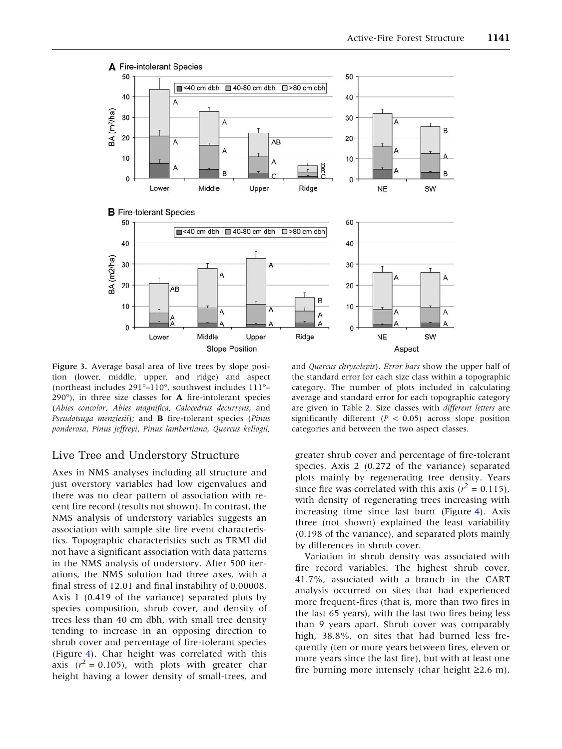A Fire-intolerant Species

BA (m²/ha)

50
40
30
20
10
0

<40 cm dbh
40-80 cm dbh
>80 cm dbh

A
A
A
A
A
B
AB
A
C
B
B
C

Lower
Middle
Upper
Ridge

50
40
30
20
10
0

A
A
A
B
A
B

NE
SW

B Fire-tolerant Species

BA (m2/ha)

50
40
30
20
10
0

<40 cm dbh
40-80 cm dbh
>80 cm dbh

AB
A
A
A
A
A
A
A
A
B
A
A

Lower
Middle
Upper
Ridge

Slope Position

50
40
30
20
10
0

A
A
A
A
A
A

NE
SW

Aspect

**Figure 3.** Average basal area of live trees by slope position (lower, middle, upper, and ridge) and aspect (northeast includes 291°–110°, southwest includes 111°–290°), in three size classes for **A** fire-intolerant species (*Abies concolor*, *Abies magnifica*, *Calocedrus decurrens*, and *Pseudotsuga menziesii*); and **B** fire-tolerant species (*Pinus ponderosa*, *Pinus jeffreyi*, *Pinus lambertiana*, *Quercus kellogii*, and *Quercus chrysolepis*). *Error bars* show the upper half of the standard error for each size class within a topographic category. The number of plots included in calculating average and standard error for each topographic category are given in Table 2. Size classes with *different letters* are significantly different ($P < 0.05$) across slope position categories and between the two aspect classes.

## Live Tree and Understory Structure

Axes in NMS analyses including all structure and just overstory variables had low eigenvalues and there was no clear pattern of association with recent fire record (results not shown). In contrast, the NMS analysis of understory variables suggests an association with sample site fire event characteristics. Topographic characteristics such as TRMI did not have a significant association with data patterns in the NMS analysis of understory. After 500 iterations, the NMS solution had three axes, with a final stress of 12.01 and final instability of 0.00008. Axis 1 (0.419 of the variance) separated plots by species composition, shrub cover, and density of trees less than 40 cm dbh, with small tree density tending to increase in an opposing direction to shrub cover and percentage of fire-tolerant species (Figure 4). Char height was correlated with this axis ($r^2 = 0.105$), with plots with greater char height having a lower density of small-trees, and greater shrub cover and percentage of fire-tolerant species. Axis 2 (0.272 of the variance) separated plots mainly by regenerating tree density. Years since fire was correlated with this axis ($r^2 = 0.115$), with density of regenerating trees increasing with increasing time since last burn (Figure 4). Axis three (not shown) explained the least variability (0.198 of the variance), and separated plots mainly by differences in shrub cover.

Variation in shrub density was associated with fire record variables. The highest shrub cover, 41.7%, associated with a branch in the CART analysis occurred on sites that had experienced more frequent-fires (that is, more than two fires in the last 65 years), with the last two fires being less than 9 years apart. Shrub cover was comparably high, 38.8%, on sites that had burned less frequently (ten or more years between fires, eleven or more years since the last fire), but with at least one fire burning more intensely (char height ≥2.6 m).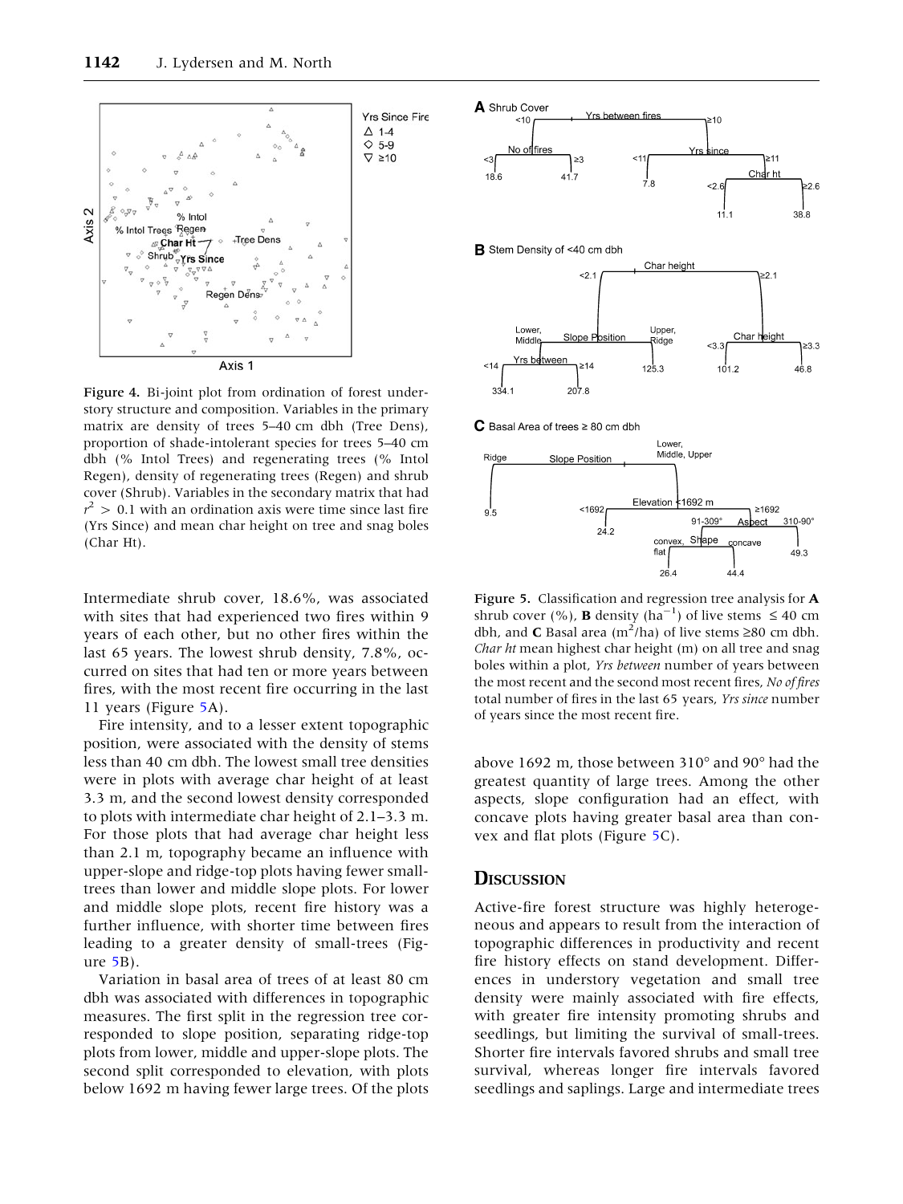Yrs Since Fire
△ 1-4
◇ 5-9
▽ ≥10

% Intol
% Intol Trees
Regen
Char Ht
Tree Dens
Shrub
Yrs Since
Regen Dens

Axis 2

Axis 1

**Figure 4.** Bi-joint plot from ordination of forest understory structure and composition. Variables in the primary matrix are density of trees 5–40 cm dbh (Tree Dens), proportion of shade-intolerant species for trees 5–40 cm dbh (% Intol Trees) and regenerating trees (% Intol Regen), density of regenerating trees (Regen) and shrub cover (Shrub). Variables in the secondary matrix that had $r^2 > 0.1$ with an ordination axis were time since last fire (Yrs Since) and mean char height on tree and snag boles (Char Ht).

Intermediate shrub cover, 18.6%, was associated with sites that had experienced two fires within 9 years of each other, but no other fires within the last 65 years. The lowest shrub density, 7.8%, occurred on sites that had ten or more years between fires, with the most recent fire occurring in the last 11 years (Figure 5A).

Fire intensity, and to a lesser extent topographic position, were associated with the density of stems less than 40 cm dbh. The lowest small tree densities were in plots with average char height of at least 3.3 m, and the second lowest density corresponded to plots with intermediate char height of 2.1–3.3 m. For those plots that had average char height less than 2.1 m, topography became an influence with upper-slope and ridge-top plots having fewer small-trees than lower and middle slope plots. For lower and middle slope plots, recent fire history was a further influence, with shorter time between fires leading to a greater density of small-trees (Figure 5B).

Variation in basal area of trees of at least 80 cm dbh was associated with differences in topographic measures. The first split in the regression tree corresponded to slope position, separating ridge-top plots from lower, middle and upper-slope plots. The second split corresponded to elevation, with plots below 1692 m having fewer large trees. Of the plots above 1692 m, those between 310° and 90° had the greatest quantity of large trees. Among the other aspects, slope configuration had an effect, with concave plots having greater basal area than convex and flat plots (Figure 5C).

**A** Shrub Cover
Yrs between fires
<10
≥10
No of fires
<3
≥3
18.6
41.7
Yrs since
<11
≥11
7.8
Char ht
<2.6
≥2.6
11.1
38.8

**B** Stem Density of <40 cm dbh
Char height
<2.1
≥2.1
Slope Position
Lower, Middle
Upper, Ridge
125.3
Yrs between
<14
≥14
334.1
207.8
Char height
<3.3
≥3.3
101.2
46.8

**C** Basal Area of trees ≥ 80 cm dbh
Slope Position
Ridge
Lower, Middle, Upper
9.5
Elevation <1692 m
<1692
≥1692
24.2
Aspect
91-309°
310-90°
Shape
convex, flat
concave
26.4
44.4
49.3

**Figure 5.** Classification and regression tree analysis for **A** shrub cover (%), **B** density ($ha^{-1}$) of live stems ≤ 40 cm dbh, and **C** Basal area ($m^2/ha$) of live stems ≥80 cm dbh. *Char ht* mean highest char height (m) on all tree and snag boles within a plot, *Yrs between* number of years between the most recent and the second most recent fires, *No of fires* total number of fires in the last 65 years, *Yrs since* number of years since the most recent fire.

## Discussion

Active-fire forest structure was highly heterogeneous and appears to result from the interaction of topographic differences in productivity and recent fire history effects on stand development. Differences in understory vegetation and small tree density were mainly associated with fire effects, with greater fire intensity promoting shrubs and seedlings, but limiting the survival of small-trees. Shorter fire intervals favored shrubs and small tree survival, whereas longer fire intervals favored seedlings and saplings. Large and intermediate trees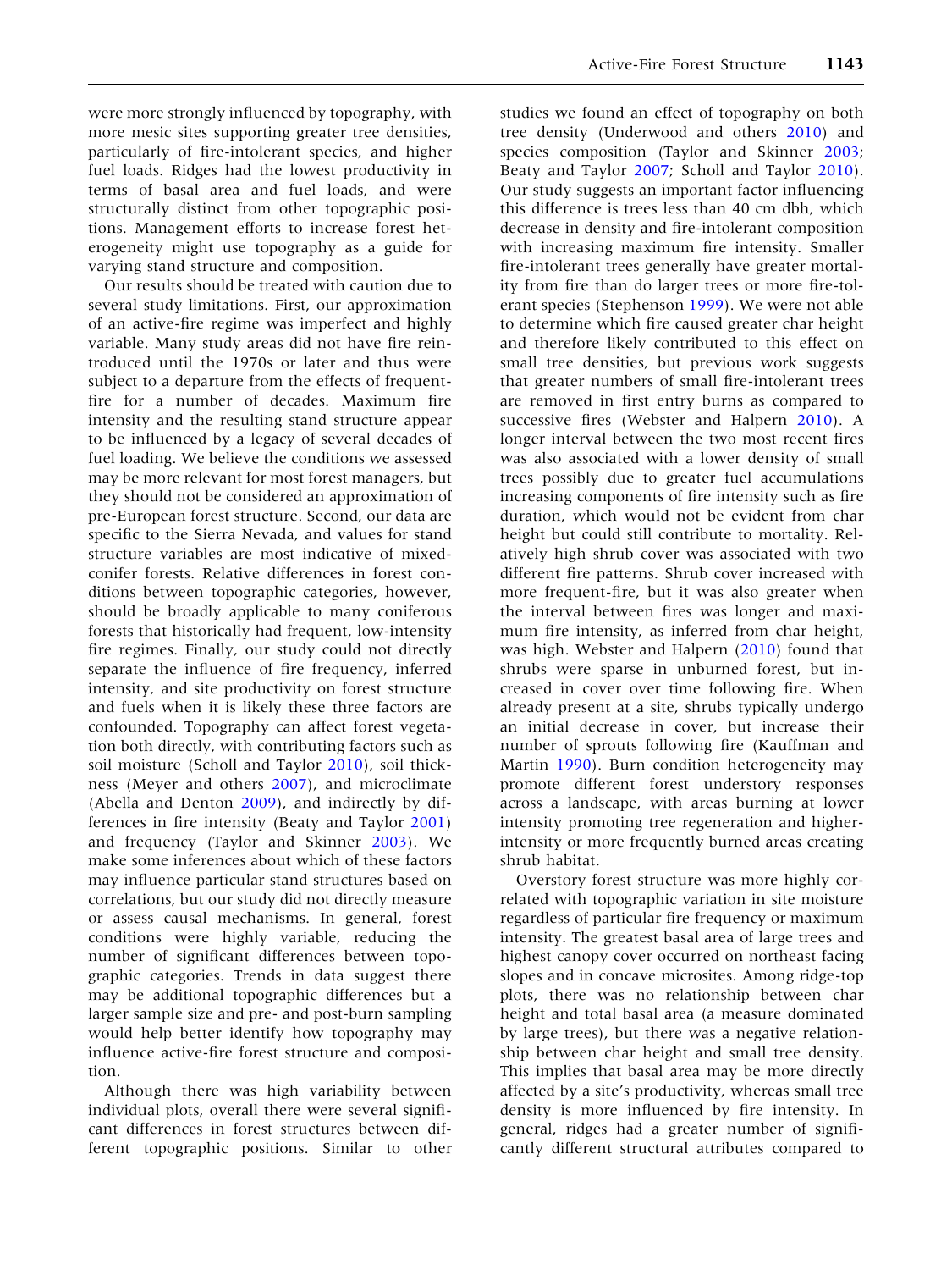were more strongly influenced by topography, with more mesic sites supporting greater tree densities, particularly of fire-intolerant species, and higher fuel loads. Ridges had the lowest productivity in terms of basal area and fuel loads, and were structurally distinct from other topographic positions. Management efforts to increase forest heterogeneity might use topography as a guide for varying stand structure and composition.

Our results should be treated with caution due to several study limitations. First, our approximation of an active-fire regime was imperfect and highly variable. Many study areas did not have fire reintroduced until the 1970s or later and thus were subject to a departure from the effects of frequent-fire for a number of decades. Maximum fire intensity and the resulting stand structure appear to be influenced by a legacy of several decades of fuel loading. We believe the conditions we assessed may be more relevant for most forest managers, but they should not be considered an approximation of pre-European forest structure. Second, our data are specific to the Sierra Nevada, and values for stand structure variables are most indicative of mixed-conifer forests. Relative differences in forest conditions between topographic categories, however, should be broadly applicable to many coniferous forests that historically had frequent, low-intensity fire regimes. Finally, our study could not directly separate the influence of fire frequency, inferred intensity, and site productivity on forest structure and fuels when it is likely these three factors are confounded. Topography can affect forest vegetation both directly, with contributing factors such as soil moisture (Scholl and Taylor 2010), soil thickness (Meyer and others 2007), and microclimate (Abella and Denton 2009), and indirectly by differences in fire intensity (Beaty and Taylor 2001) and frequency (Taylor and Skinner 2003). We make some inferences about which of these factors may influence particular stand structures based on correlations, but our study did not directly measure or assess causal mechanisms. In general, forest conditions were highly variable, reducing the number of significant differences between topographic categories. Trends in data suggest there may be additional topographic differences but a larger sample size and pre- and post-burn sampling would help better identify how topography may influence active-fire forest structure and composition.

Although there was high variability between individual plots, overall there were several significant differences in forest structures between different topographic positions. Similar to other studies we found an effect of topography on both tree density (Underwood and others 2010) and species composition (Taylor and Skinner 2003; Beaty and Taylor 2007; Scholl and Taylor 2010). Our study suggests an important factor influencing this difference is trees less than 40 cm dbh, which decrease in density and fire-intolerant composition with increasing maximum fire intensity. Smaller fire-intolerant trees generally have greater mortality from fire than do larger trees or more fire-tolerant species (Stephenson 1999). We were not able to determine which fire caused greater char height and therefore likely contributed to this effect on small tree densities, but previous work suggests that greater numbers of small fire-intolerant trees are removed in first entry burns as compared to successive fires (Webster and Halpern 2010). A longer interval between the two most recent fires was also associated with a lower density of small trees possibly due to greater fuel accumulations increasing components of fire intensity such as fire duration, which would not be evident from char height but could still contribute to mortality. Relatively high shrub cover was associated with two different fire patterns. Shrub cover increased with more frequent-fire, but it was also greater when the interval between fires was longer and maximum fire intensity, as inferred from char height, was high. Webster and Halpern (2010) found that shrubs were sparse in unburned forest, but increased in cover over time following fire. When already present at a site, shrubs typically undergo an initial decrease in cover, but increase their number of sprouts following fire (Kauffman and Martin 1990). Burn condition heterogeneity may promote different forest understory responses across a landscape, with areas burning at lower intensity promoting tree regeneration and higher-intensity or more frequently burned areas creating shrub habitat.

Overstory forest structure was more highly correlated with topographic variation in site moisture regardless of particular fire frequency or maximum intensity. The greatest basal area of large trees and highest canopy cover occurred on northeast facing slopes and in concave microsites. Among ridge-top plots, there was no relationship between char height and total basal area (a measure dominated by large trees), but there was a negative relationship between char height and small tree density. This implies that basal area may be more directly affected by a site's productivity, whereas small tree density is more influenced by fire intensity. In general, ridges had a greater number of significantly different structural attributes compared to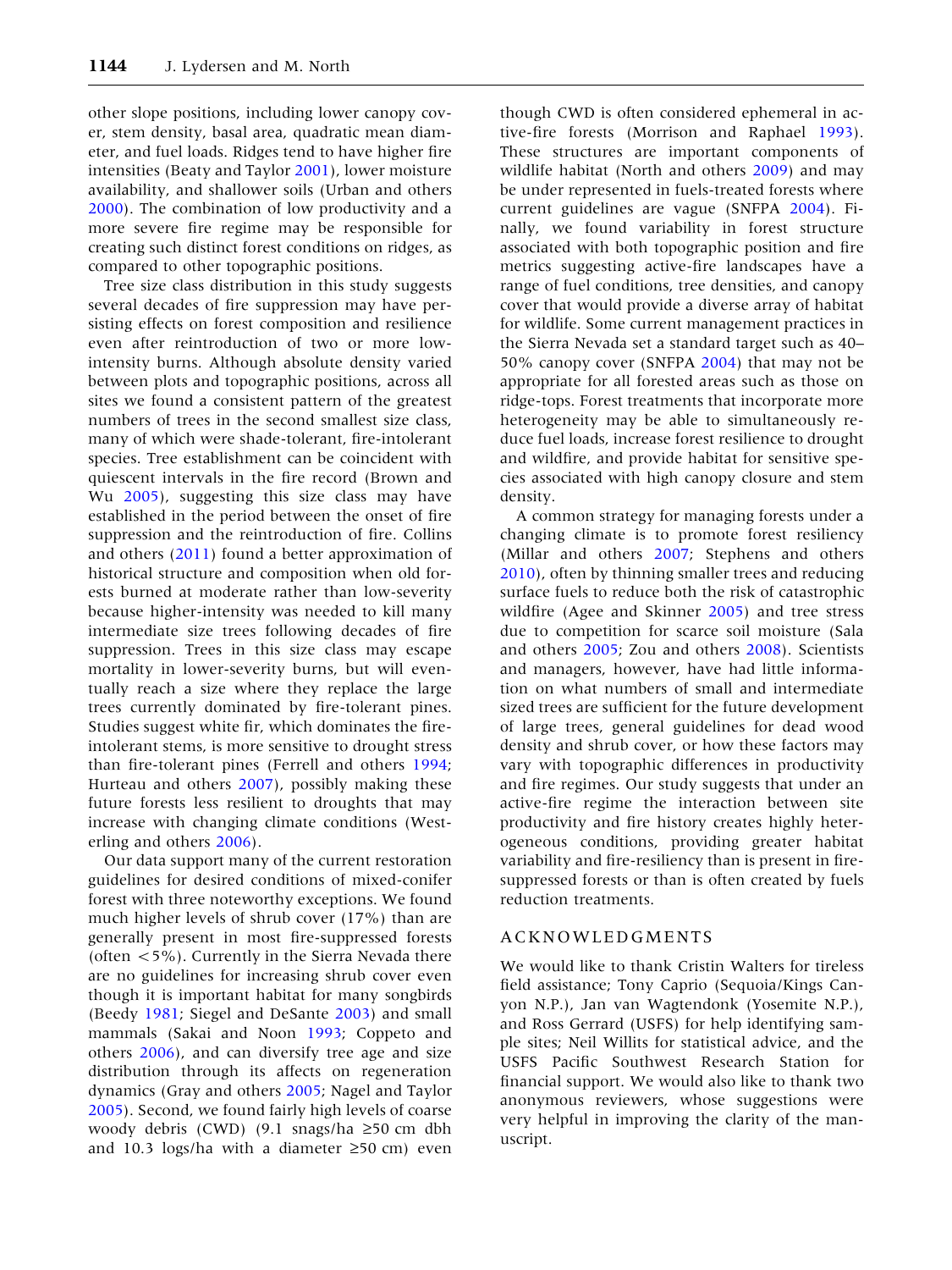other slope positions, including lower canopy cover, stem density, basal area, quadratic mean diameter, and fuel loads. Ridges tend to have higher fire intensities (Beaty and Taylor 2001), lower moisture availability, and shallower soils (Urban and others 2000). The combination of low productivity and a more severe fire regime may be responsible for creating such distinct forest conditions on ridges, as compared to other topographic positions.

Tree size class distribution in this study suggests several decades of fire suppression may have persisting effects on forest composition and resilience even after reintroduction of two or more low-intensity burns. Although absolute density varied between plots and topographic positions, across all sites we found a consistent pattern of the greatest numbers of trees in the second smallest size class, many of which were shade-tolerant, fire-intolerant species. Tree establishment can be coincident with quiescent intervals in the fire record (Brown and Wu 2005), suggesting this size class may have established in the period between the onset of fire suppression and the reintroduction of fire. Collins and others (2011) found a better approximation of historical structure and composition when old forests burned at moderate rather than low-severity because higher-intensity was needed to kill many intermediate size trees following decades of fire suppression. Trees in this size class may escape mortality in lower-severity burns, but will eventually reach a size where they replace the large trees currently dominated by fire-tolerant pines. Studies suggest white fir, which dominates the fire-intolerant stems, is more sensitive to drought stress than fire-tolerant pines (Ferrell and others 1994; Hurteau and others 2007), possibly making these future forests less resilient to droughts that may increase with changing climate conditions (Westerling and others 2006).

Our data support many of the current restoration guidelines for desired conditions of mixed-conifer forest with three noteworthy exceptions. We found much higher levels of shrub cover (17%) than are generally present in most fire-suppressed forests (often <5%). Currently in the Sierra Nevada there are no guidelines for increasing shrub cover even though it is important habitat for many songbirds (Beedy 1981; Siegel and DeSante 2003) and small mammals (Sakai and Noon 1993; Coppeto and others 2006), and can diversify tree age and size distribution through its affects on regeneration dynamics (Gray and others 2005; Nagel and Taylor 2005). Second, we found fairly high levels of coarse woody debris (CWD) (9.1 snags/ha ≥50 cm dbh and 10.3 logs/ha with a diameter ≥50 cm) even though CWD is often considered ephemeral in active-fire forests (Morrison and Raphael 1993). These structures are important components of wildlife habitat (North and others 2009) and may be under represented in fuels-treated forests where current guidelines are vague (SNFPA 2004). Finally, we found variability in forest structure associated with both topographic position and fire metrics suggesting active-fire landscapes have a range of fuel conditions, tree densities, and canopy cover that would provide a diverse array of habitat for wildlife. Some current management practices in the Sierra Nevada set a standard target such as 40–50% canopy cover (SNFPA 2004) that may not be appropriate for all forested areas such as those on ridge-tops. Forest treatments that incorporate more heterogeneity may be able to simultaneously reduce fuel loads, increase forest resilience to drought and wildfire, and provide habitat for sensitive species associated with high canopy closure and stem density.

A common strategy for managing forests under a changing climate is to promote forest resiliency (Millar and others 2007; Stephens and others 2010), often by thinning smaller trees and reducing surface fuels to reduce both the risk of catastrophic wildfire (Agee and Skinner 2005) and tree stress due to competition for scarce soil moisture (Sala and others 2005; Zou and others 2008). Scientists and managers, however, have had little information on what numbers of small and intermediate sized trees are sufficient for the future development of large trees, general guidelines for dead wood density and shrub cover, or how these factors may vary with topographic differences in productivity and fire regimes. Our study suggests that under an active-fire regime the interaction between site productivity and fire history creates highly heterogeneous conditions, providing greater habitat variability and fire-resiliency than is present in fire-suppressed forests or than is often created by fuels reduction treatments.

## ACKNOWLEDGMENTS

We would like to thank Cristin Walters for tireless field assistance; Tony Caprio (Sequoia/Kings Canyon N.P.), Jan van Wagtendonk (Yosemite N.P.), and Ross Gerrard (USFS) for help identifying sample sites; Neil Willits for statistical advice, and the USFS Pacific Southwest Research Station for financial support. We would also like to thank two anonymous reviewers, whose suggestions were very helpful in improving the clarity of the manuscript.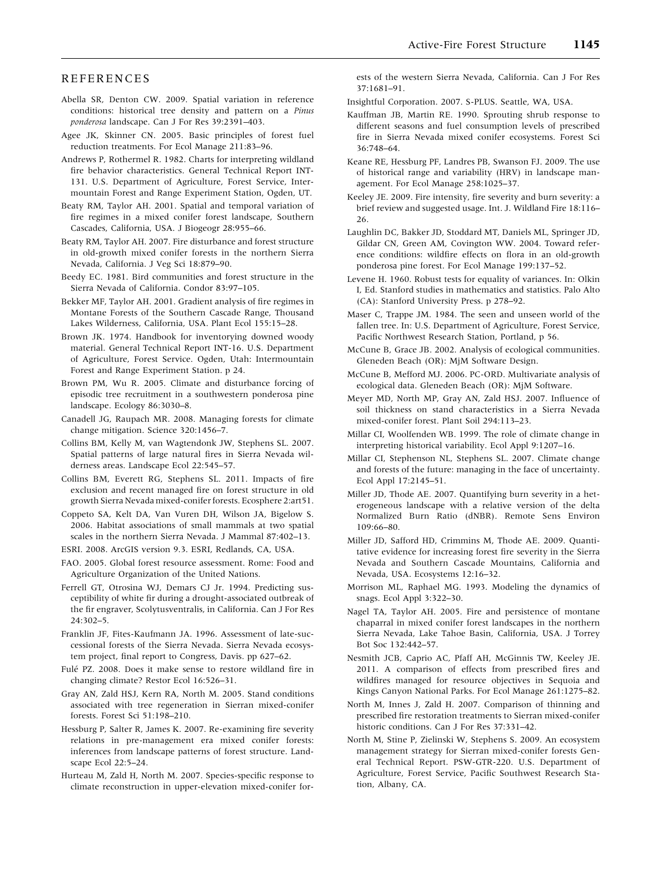## REFERENCES

Abella SR, Denton CW. 2009. Spatial variation in reference conditions: historical tree density and pattern on a *Pinus ponderosa* landscape. Can J For Res 39:2391–403.

Agee JK, Skinner CN. 2005. Basic principles of forest fuel reduction treatments. For Ecol Manage 211:83–96.

Andrews P, Rothermel R. 1982. Charts for interpreting wildland fire behavior characteristics. General Technical Report INT-131. U.S. Department of Agriculture, Forest Service, Intermountain Forest and Range Experiment Station, Ogden, UT.

Beaty RM, Taylor AH. 2001. Spatial and temporal variation of fire regimes in a mixed conifer forest landscape, Southern Cascades, California, USA. J Biogeogr 28:955–66.

Beaty RM, Taylor AH. 2007. Fire disturbance and forest structure in old-growth mixed conifer forests in the northern Sierra Nevada, California. J Veg Sci 18:879–90.

Beedy EC. 1981. Bird communities and forest structure in the Sierra Nevada of California. Condor 83:97–105.

Bekker MF, Taylor AH. 2001. Gradient analysis of fire regimes in Montane Forests of the Southern Cascade Range, Thousand Lakes Wilderness, California, USA. Plant Ecol 155:15–28.

Brown JK. 1974. Handbook for inventorying downed woody material. General Technical Report INT-16. U.S. Department of Agriculture, Forest Service. Ogden, Utah: Intermountain Forest and Range Experiment Station. p 24.

Brown PM, Wu R. 2005. Climate and disturbance forcing of episodic tree recruitment in a southwestern ponderosa pine landscape. Ecology 86:3030–8.

Canadell JG, Raupach MR. 2008. Managing forests for climate change mitigation. Science 320:1456–7.

Collins BM, Kelly M, van Wagtendonk JW, Stephens SL. 2007. Spatial patterns of large natural fires in Sierra Nevada wilderness areas. Landscape Ecol 22:545–57.

Collins BM, Everett RG, Stephens SL. 2011. Impacts of fire exclusion and recent managed fire on forest structure in old growth Sierra Nevada mixed-conifer forests. Ecosphere 2:art51.

Coppeto SA, Kelt DA, Van Vuren DH, Wilson JA, Bigelow S. 2006. Habitat associations of small mammals at two spatial scales in the northern Sierra Nevada. J Mammal 87:402–13.

ESRI. 2008. ArcGIS version 9.3. ESRI, Redlands, CA, USA.

FAO. 2005. Global forest resource assessment. Rome: Food and Agriculture Organization of the United Nations.

Ferrell GT, Otrosina WJ, Demars CJ Jr. 1994. Predicting susceptibility of white fir during a drought-associated outbreak of the fir engraver, Scolytusventralis, in California. Can J For Res 24:302–5.

Franklin JF, Fites-Kaufmann JA. 1996. Assessment of late-successional forests of the Sierra Nevada. Sierra Nevada ecosystem project, final report to Congress, Davis. pp 627–62.

Fulé PZ. 2008. Does it make sense to restore wildland fire in changing climate? Restor Ecol 16:526–31.

Gray AN, Zald HSJ, Kern RA, North M. 2005. Stand conditions associated with tree regeneration in Sierran mixed-conifer forests. Forest Sci 51:198–210.

Hessburg P, Salter R, James K. 2007. Re-examining fire severity relations in pre-management era mixed conifer forests: inferences from landscape patterns of forest structure. Landscape Ecol 22:5–24.

Hurteau M, Zald H, North M. 2007. Species-specific response to climate reconstruction in upper-elevation mixed-conifer forests of the western Sierra Nevada, California. Can J For Res 37:1681–91.

Insightful Corporation. 2007. S-PLUS. Seattle, WA, USA.

Kauffman JB, Martin RE. 1990. Sprouting shrub response to different seasons and fuel consumption levels of prescribed fire in Sierra Nevada mixed conifer ecosystems. Forest Sci 36:748–64.

Keane RE, Hessburg PF, Landres PB, Swanson FJ. 2009. The use of historical range and variability (HRV) in landscape management. For Ecol Manage 258:1025–37.

Keeley JE. 2009. Fire intensity, fire severity and burn severity: a brief review and suggested usage. Int. J. Wildland Fire 18:116–26.

Laughlin DC, Bakker JD, Stoddard MT, Daniels ML, Springer JD, Gildar CN, Green AM, Covington WW. 2004. Toward reference conditions: wildfire effects on flora in an old-growth ponderosa pine forest. For Ecol Manage 199:137–52.

Levene H. 1960. Robust tests for equality of variances. In: Olkin I, Ed. Stanford studies in mathematics and statistics. Palo Alto (CA): Stanford University Press. p 278–92.

Maser C, Trappe JM. 1984. The seen and unseen world of the fallen tree. In: U.S. Department of Agriculture, Forest Service, Pacific Northwest Research Station, Portland, p 56.

McCune B, Grace JB. 2002. Analysis of ecological communities. Gleneden Beach (OR): MjM Software Design.

McCune B, Mefford MJ. 2006. PC-ORD. Multivariate analysis of ecological data. Gleneden Beach (OR): MjM Software.

Meyer MD, North MP, Gray AN, Zald HSJ. 2007. Influence of soil thickness on stand characteristics in a Sierra Nevada mixed-conifer forest. Plant Soil 294:113–23.

Millar CI, Woolfenden WB. 1999. The role of climate change in interpreting historical variability. Ecol Appl 9:1207–16.

Millar CI, Stephenson NL, Stephens SL. 2007. Climate change and forests of the future: managing in the face of uncertainty. Ecol Appl 17:2145–51.

Miller JD, Thode AE. 2007. Quantifying burn severity in a heterogeneous landscape with a relative version of the delta Normalized Burn Ratio (dNBR). Remote Sens Environ 109:66–80.

Miller JD, Safford HD, Crimmins M, Thode AE. 2009. Quantitative evidence for increasing forest fire severity in the Sierra Nevada and Southern Cascade Mountains, California and Nevada, USA. Ecosystems 12:16–32.

Morrison ML, Raphael MG. 1993. Modeling the dynamics of snags. Ecol Appl 3:322–30.

Nagel TA, Taylor AH. 2005. Fire and persistence of montane chaparral in mixed conifer forest landscapes in the northern Sierra Nevada, Lake Tahoe Basin, California, USA. J Torrey Bot Soc 132:442–57.

Nesmith JCB, Caprio AC, Pfaff AH, McGinnis TW, Keeley JE. 2011. A comparison of effects from prescribed fires and wildfires managed for resource objectives in Sequoia and Kings Canyon National Parks. For Ecol Manage 261:1275–82.

North M, Innes J, Zald H. 2007. Comparison of thinning and prescribed fire restoration treatments to Sierran mixed-conifer historic conditions. Can J For Res 37:331–42.

North M, Stine P, Zielinski W, Stephens S. 2009. An ecosystem management strategy for Sierran mixed-conifer forests General Technical Report. PSW-GTR-220. U.S. Department of Agriculture, Forest Service, Pacific Southwest Research Station, Albany, CA.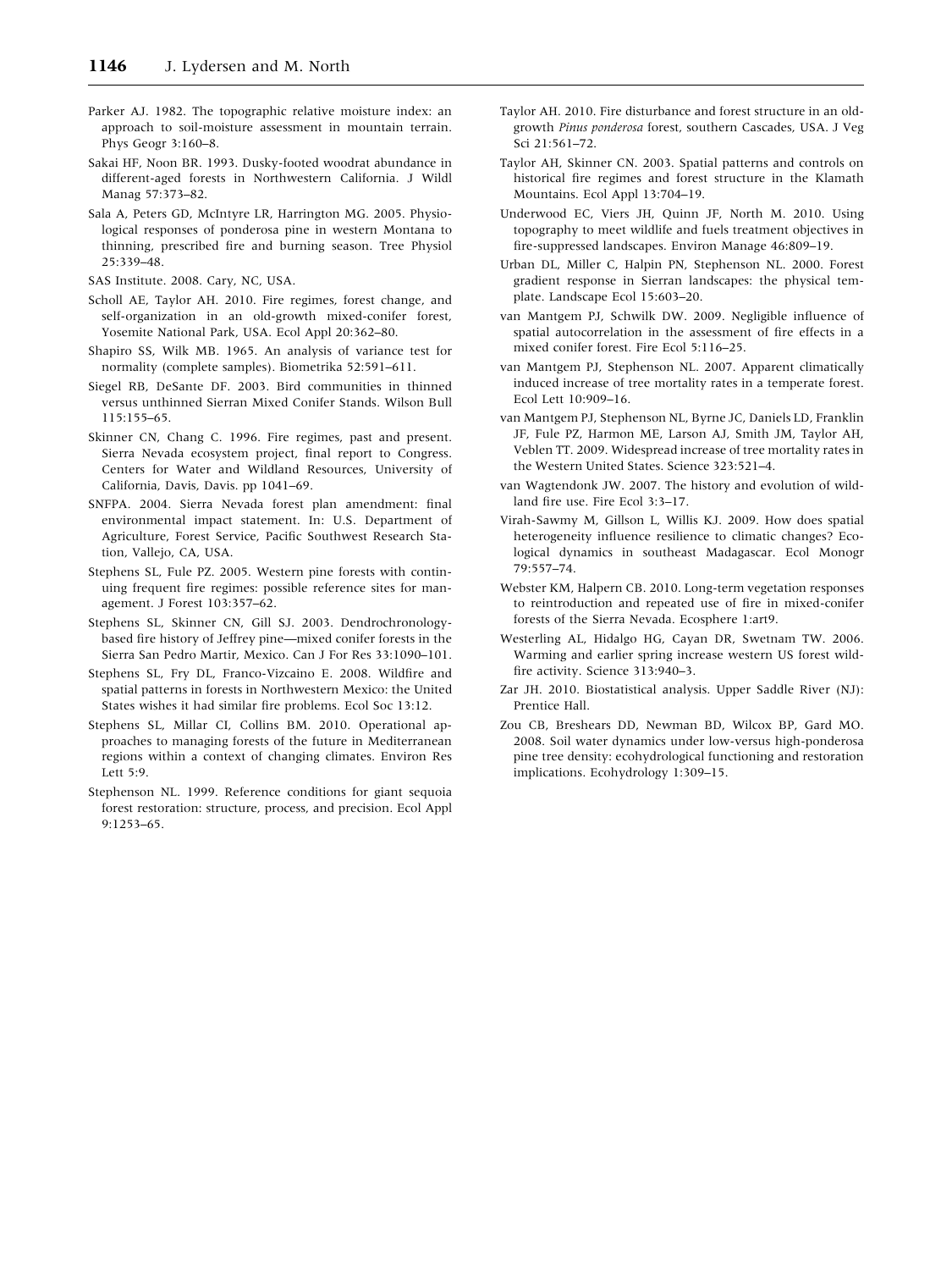Parker AJ. 1982. The topographic relative moisture index: an approach to soil-moisture assessment in mountain terrain. Phys Geogr 3:160–8.

Sakai HF, Noon BR. 1993. Dusky-footed woodrat abundance in different-aged forests in Northwestern California. J Wildl Manag 57:373–82.

Sala A, Peters GD, McIntyre LR, Harrington MG. 2005. Physiological responses of ponderosa pine in western Montana to thinning, prescribed fire and burning season. Tree Physiol 25:339–48.

SAS Institute. 2008. Cary, NC, USA.

Scholl AE, Taylor AH. 2010. Fire regimes, forest change, and self-organization in an old-growth mixed-conifer forest, Yosemite National Park, USA. Ecol Appl 20:362–80.

Shapiro SS, Wilk MB. 1965. An analysis of variance test for normality (complete samples). Biometrika 52:591–611.

Siegel RB, DeSante DF. 2003. Bird communities in thinned versus unthinned Sierran Mixed Conifer Stands. Wilson Bull 115:155–65.

Skinner CN, Chang C. 1996. Fire regimes, past and present. Sierra Nevada ecosystem project, final report to Congress. Centers for Water and Wildland Resources, University of California, Davis, Davis. pp 1041–69.

SNFPA. 2004. Sierra Nevada forest plan amendment: final environmental impact statement. In: U.S. Department of Agriculture, Forest Service, Pacific Southwest Research Station, Vallejo, CA, USA.

Stephens SL, Fule PZ. 2005. Western pine forests with continuing frequent fire regimes: possible reference sites for management. J Forest 103:357–62.

Stephens SL, Skinner CN, Gill SJ. 2003. Dendrochronology-based fire history of Jeffrey pine—mixed conifer forests in the Sierra San Pedro Martir, Mexico. Can J For Res 33:1090–101.

Stephens SL, Fry DL, Franco-Vizcaino E. 2008. Wildfire and spatial patterns in forests in Northwestern Mexico: the United States wishes it had similar fire problems. Ecol Soc 13:12.

Stephens SL, Millar CI, Collins BM. 2010. Operational approaches to managing forests of the future in Mediterranean regions within a context of changing climates. Environ Res Lett 5:9.

Stephenson NL. 1999. Reference conditions for giant sequoia forest restoration: structure, process, and precision. Ecol Appl 9:1253–65.

Taylor AH. 2010. Fire disturbance and forest structure in an old-growth *Pinus ponderosa* forest, southern Cascades, USA. J Veg Sci 21:561–72.

Taylor AH, Skinner CN. 2003. Spatial patterns and controls on historical fire regimes and forest structure in the Klamath Mountains. Ecol Appl 13:704–19.

Underwood EC, Viers JH, Quinn JF, North M. 2010. Using topography to meet wildlife and fuels treatment objectives in fire-suppressed landscapes. Environ Manage 46:809–19.

Urban DL, Miller C, Halpin PN, Stephenson NL. 2000. Forest gradient response in Sierran landscapes: the physical template. Landscape Ecol 15:603–20.

van Mantgem PJ, Schwilk DW. 2009. Negligible influence of spatial autocorrelation in the assessment of fire effects in a mixed conifer forest. Fire Ecol 5:116–25.

van Mantgem PJ, Stephenson NL. 2007. Apparent climatically induced increase of tree mortality rates in a temperate forest. Ecol Lett 10:909–16.

van Mantgem PJ, Stephenson NL, Byrne JC, Daniels LD, Franklin JF, Fule PZ, Harmon ME, Larson AJ, Smith JM, Taylor AH, Veblen TT. 2009. Widespread increase of tree mortality rates in the Western United States. Science 323:521–4.

van Wagtendonk JW. 2007. The history and evolution of wildland fire use. Fire Ecol 3:3–17.

Virah-Sawmy M, Gillson L, Willis KJ. 2009. How does spatial heterogeneity influence resilience to climatic changes? Ecological dynamics in southeast Madagascar. Ecol Monogr 79:557–74.

Webster KM, Halpern CB. 2010. Long-term vegetation responses to reintroduction and repeated use of fire in mixed-conifer forests of the Sierra Nevada. Ecosphere 1:art9.

Westerling AL, Hidalgo HG, Cayan DR, Swetnam TW. 2006. Warming and earlier spring increase western US forest wildfire activity. Science 313:940–3.

Zar JH. 2010. Biostatistical analysis. Upper Saddle River (NJ): Prentice Hall.

Zou CB, Breshears DD, Newman BD, Wilcox BP, Gard MO. 2008. Soil water dynamics under low-versus high-ponderosa pine tree density: ecohydrological functioning and restoration implications. Ecohydrology 1:309–15.